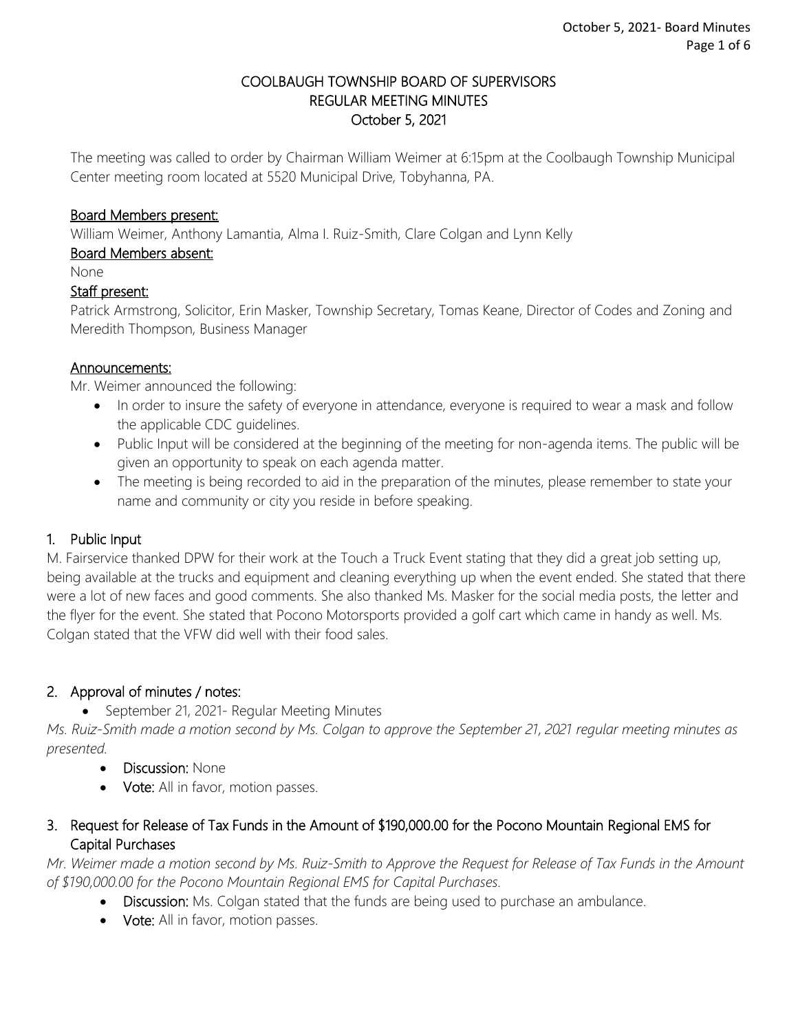# COOLBAUGH TOWNSHIP BOARD OF SUPERVISORS
## REGULAR MEETING MINUTES
## October 5, 2021

The meeting was called to order by Chairman William Weimer at 6:15pm at the Coolbaugh Township Municipal Center meeting room located at 5520 Municipal Drive, Tobyhanna, PA.

**Board Members present:**
William Weimer, Anthony Lamantia, Alma I. Ruiz-Smith, Clare Colgan and Lynn Kelly

**Board Members absent:**
None

**Staff present:**
Patrick Armstrong, Solicitor, Erin Masker, Township Secretary, Tomas Keane, Director of Codes and Zoning and Meredith Thompson, Business Manager

**Announcements:**
Mr. Weimer announced the following:

- In order to insure the safety of everyone in attendance, everyone is required to wear a mask and follow the applicable CDC guidelines.
- Public Input will be considered at the beginning of the meeting for non-agenda items. The public will be given an opportunity to speak on each agenda matter.
- The meeting is being recorded to aid in the preparation of the minutes, please remember to state your name and community or city you reside in before speaking.

## 1. Public Input

M. Fairservice thanked DPW for their work at the Touch a Truck Event stating that they did a great job setting up, being available at the trucks and equipment and cleaning everything up when the event ended. She stated that there were a lot of new faces and good comments. She also thanked Ms. Masker for the social media posts, the letter and the flyer for the event. She stated that Pocono Motorsports provided a golf cart which came in handy as well. Ms. Colgan stated that the VFW did well with their food sales.

## 2. Approval of minutes / notes:

- September 21, 2021- Regular Meeting Minutes

*Ms. Ruiz-Smith made a motion second by Ms. Colgan to approve the September 21, 2021 regular meeting minutes as presented.*

- **Discussion:** None
- **Vote:** All in favor, motion passes.

## 3. Request for Release of Tax Funds in the Amount of $190,000.00 for the Pocono Mountain Regional EMS for Capital Purchases

*Mr. Weimer made a motion second by Ms. Ruiz-Smith to Approve the Request for Release of Tax Funds in the Amount of $190,000.00 for the Pocono Mountain Regional EMS for Capital Purchases.*

- **Discussion:** Ms. Colgan stated that the funds are being used to purchase an ambulance.
- **Vote:** All in favor, motion passes.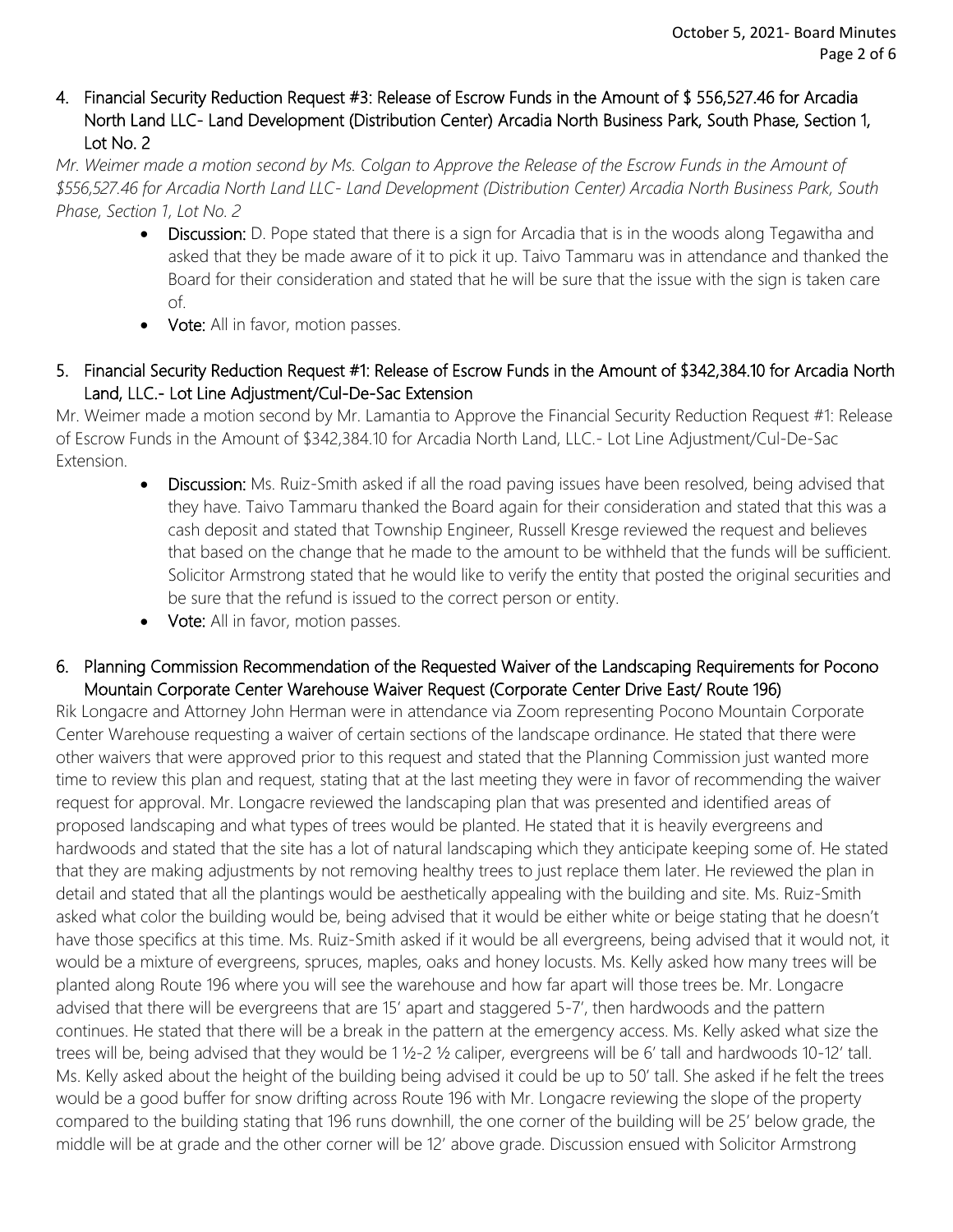4. **Financial Security Reduction Request #3: Release of Escrow Funds in the Amount of $ 556,527.46 for Arcadia North Land LLC- Land Development (Distribution Center) Arcadia North Business Park, South Phase, Section 1, Lot No. 2**

*Mr. Weimer made a motion second by Ms. Colgan to Approve the Release of the Escrow Funds in the Amount of $556,527.46 for Arcadia North Land LLC- Land Development (Distribution Center) Arcadia North Business Park, South Phase, Section 1, Lot No. 2*

- **Discussion:** D. Pope stated that there is a sign for Arcadia that is in the woods along Tegawitha and asked that they be made aware of it to pick it up. Taivo Tammaru was in attendance and thanked the Board for their consideration and stated that he will be sure that the issue with the sign is taken care of.
- **Vote:** All in favor, motion passes.

5. **Financial Security Reduction Request #1: Release of Escrow Funds in the Amount of $342,384.10 for Arcadia North Land, LLC.- Lot Line Adjustment/Cul-De-Sac Extension**

Mr. Weimer made a motion second by Mr. Lamantia to Approve the Financial Security Reduction Request #1: Release of Escrow Funds in the Amount of $342,384.10 for Arcadia North Land, LLC.- Lot Line Adjustment/Cul-De-Sac Extension.

- **Discussion:** Ms. Ruiz-Smith asked if all the road paving issues have been resolved, being advised that they have. Taivo Tammaru thanked the Board again for their consideration and stated that this was a cash deposit and stated that Township Engineer, Russell Kresge reviewed the request and believes that based on the change that he made to the amount to be withheld that the funds will be sufficient. Solicitor Armstrong stated that he would like to verify the entity that posted the original securities and be sure that the refund is issued to the correct person or entity.
- **Vote:** All in favor, motion passes.

6. **Planning Commission Recommendation of the Requested Waiver of the Landscaping Requirements for Pocono Mountain Corporate Center Warehouse Waiver Request (Corporate Center Drive East/ Route 196)**

Rik Longacre and Attorney John Herman were in attendance via Zoom representing Pocono Mountain Corporate Center Warehouse requesting a waiver of certain sections of the landscape ordinance. He stated that there were other waivers that were approved prior to this request and stated that the Planning Commission just wanted more time to review this plan and request, stating that at the last meeting they were in favor of recommending the waiver request for approval. Mr. Longacre reviewed the landscaping plan that was presented and identified areas of proposed landscaping and what types of trees would be planted. He stated that it is heavily evergreens and hardwoods and stated that the site has a lot of natural landscaping which they anticipate keeping some of. He stated that they are making adjustments by not removing healthy trees to just replace them later. He reviewed the plan in detail and stated that all the plantings would be aesthetically appealing with the building and site. Ms. Ruiz-Smith asked what color the building would be, being advised that it would be either white or beige stating that he doesn't have those specifics at this time. Ms. Ruiz-Smith asked if it would be all evergreens, being advised that it would not, it would be a mixture of evergreens, spruces, maples, oaks and honey locusts. Ms. Kelly asked how many trees will be planted along Route 196 where you will see the warehouse and how far apart will those trees be. Mr. Longacre advised that there will be evergreens that are 15' apart and staggered 5-7', then hardwoods and the pattern continues. He stated that there will be a break in the pattern at the emergency access. Ms. Kelly asked what size the trees will be, being advised that they would be 1 ½-2 ½ caliper, evergreens will be 6' tall and hardwoods 10-12' tall. Ms. Kelly asked about the height of the building being advised it could be up to 50' tall. She asked if he felt the trees would be a good buffer for snow drifting across Route 196 with Mr. Longacre reviewing the slope of the property compared to the building stating that 196 runs downhill, the one corner of the building will be 25' below grade, the middle will be at grade and the other corner will be 12' above grade. Discussion ensued with Solicitor Armstrong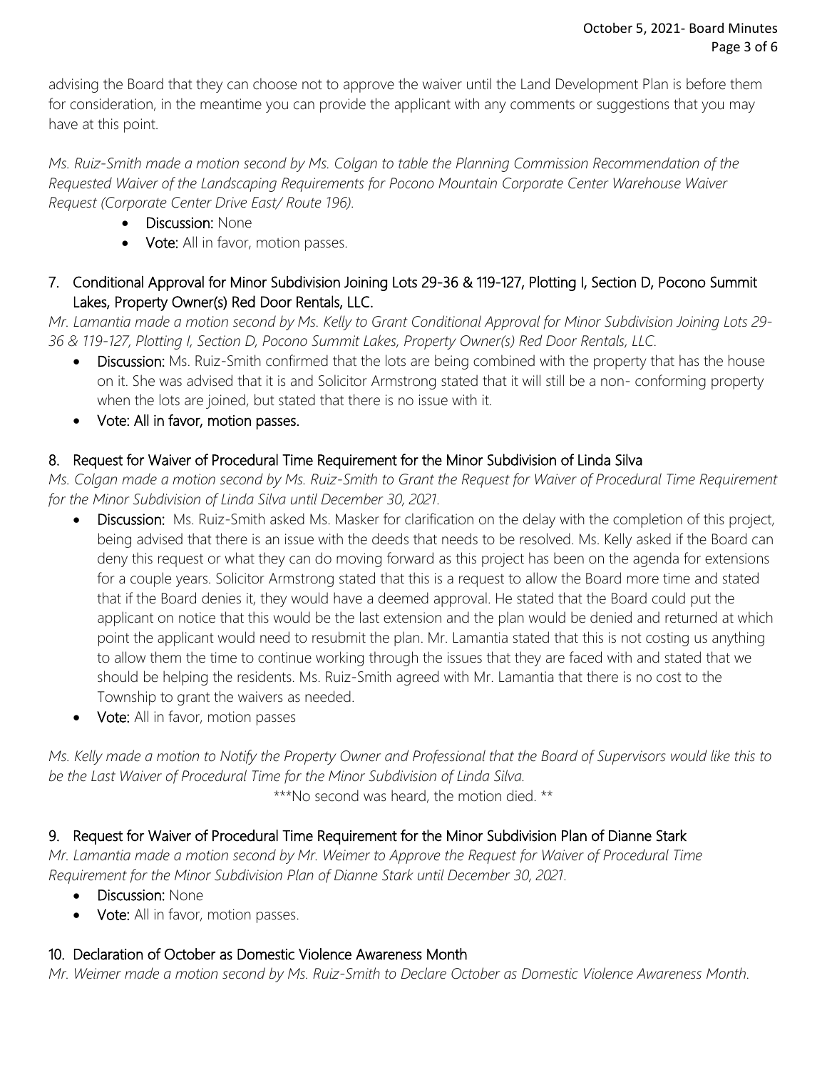advising the Board that they can choose not to approve the waiver until the Land Development Plan is before them for consideration, in the meantime you can provide the applicant with any comments or suggestions that you may have at this point.

*Ms. Ruiz-Smith made a motion second by Ms. Colgan to table the Planning Commission Recommendation of the Requested Waiver of the Landscaping Requirements for Pocono Mountain Corporate Center Warehouse Waiver Request (Corporate Center Drive East/ Route 196).*

- **Discussion:** None
- **Vote:** All in favor, motion passes.

7. **Conditional Approval for Minor Subdivision Joining Lots 29-36 & 119-127, Plotting I, Section D, Pocono Summit Lakes, Property Owner(s) Red Door Rentals, LLC.**

*Mr. Lamantia made a motion second by Ms. Kelly to Grant Conditional Approval for Minor Subdivision Joining Lots 29-36 & 119-127, Plotting I, Section D, Pocono Summit Lakes, Property Owner(s) Red Door Rentals, LLC.*

- **Discussion:** Ms. Ruiz-Smith confirmed that the lots are being combined with the property that has the house on it. She was advised that it is and Solicitor Armstrong stated that it will still be a non- conforming property when the lots are joined, but stated that there is no issue with it.
- **Vote: All in favor, motion passes.**

8. **Request for Waiver of Procedural Time Requirement for the Minor Subdivision of Linda Silva**

*Ms. Colgan made a motion second by Ms. Ruiz-Smith to Grant the Request for Waiver of Procedural Time Requirement for the Minor Subdivision of Linda Silva until December 30, 2021.*

- **Discussion:** Ms. Ruiz-Smith asked Ms. Masker for clarification on the delay with the completion of this project, being advised that there is an issue with the deeds that needs to be resolved. Ms. Kelly asked if the Board can deny this request or what they can do moving forward as this project has been on the agenda for extensions for a couple years. Solicitor Armstrong stated that this is a request to allow the Board more time and stated that if the Board denies it, they would have a deemed approval. He stated that the Board could put the applicant on notice that this would be the last extension and the plan would be denied and returned at which point the applicant would need to resubmit the plan. Mr. Lamantia stated that this is not costing us anything to allow them the time to continue working through the issues that they are faced with and stated that we should be helping the residents. Ms. Ruiz-Smith agreed with Mr. Lamantia that there is no cost to the Township to grant the waivers as needed.
- **Vote:** All in favor, motion passes

*Ms. Kelly made a motion to Notify the Property Owner and Professional that the Board of Supervisors would like this to be the Last Waiver of Procedural Time for the Minor Subdivision of Linda Silva.*

***No second was heard, the motion died. **

9. **Request for Waiver of Procedural Time Requirement for the Minor Subdivision Plan of Dianne Stark**

*Mr. Lamantia made a motion second by Mr. Weimer to Approve the Request for Waiver of Procedural Time Requirement for the Minor Subdivision Plan of Dianne Stark until December 30, 2021.*

- **Discussion:** None
- **Vote:** All in favor, motion passes.

10. **Declaration of October as Domestic Violence Awareness Month**

*Mr. Weimer made a motion second by Ms. Ruiz-Smith to Declare October as Domestic Violence Awareness Month.*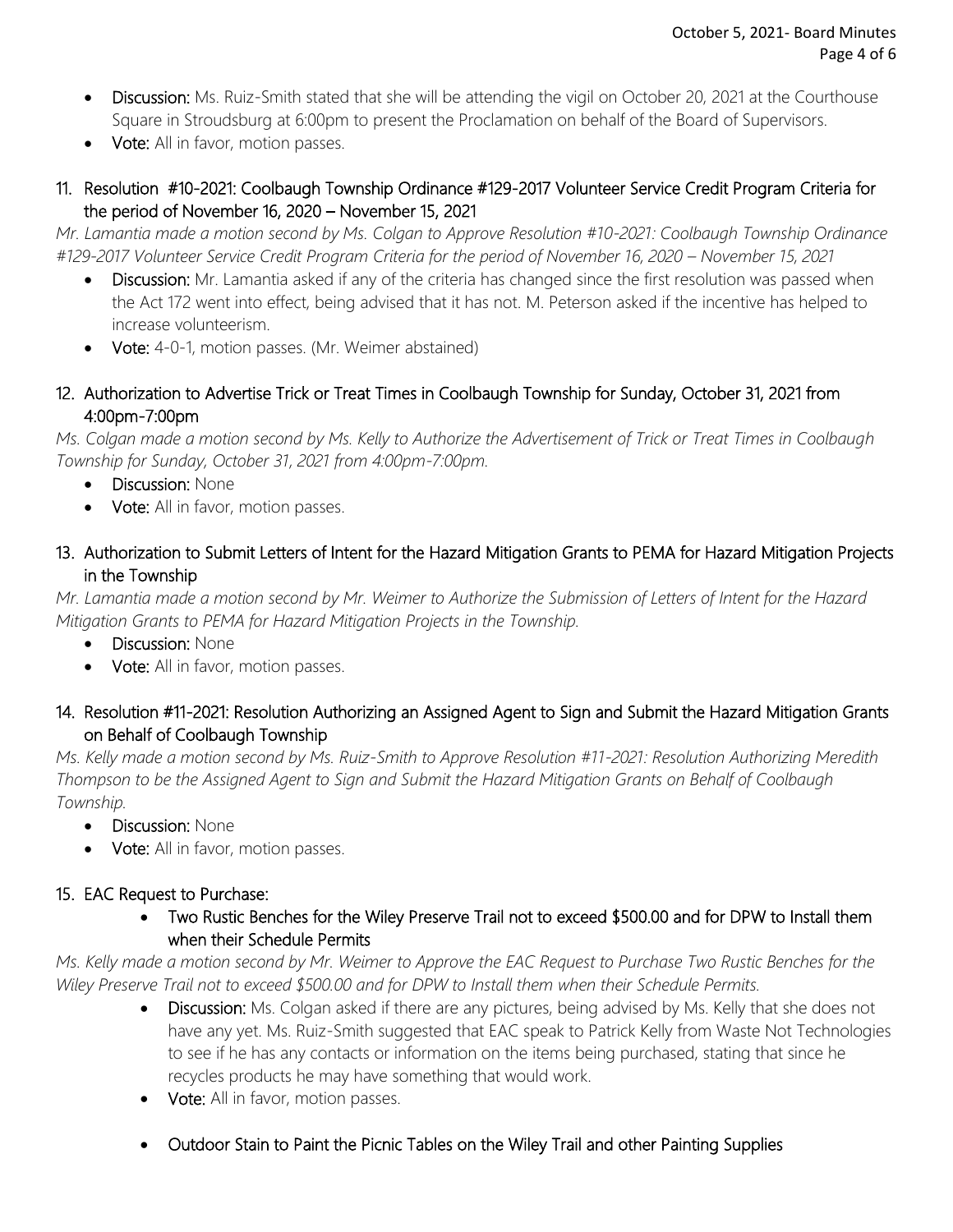- **Discussion:** Ms. Ruiz-Smith stated that she will be attending the vigil on October 20, 2021 at the Courthouse Square in Stroudsburg at 6:00pm to present the Proclamation on behalf of the Board of Supervisors.
- **Vote:** All in favor, motion passes.

11. Resolution #10-2021: Coolbaugh Township Ordinance #129-2017 Volunteer Service Credit Program Criteria for the period of November 16, 2020 – November 15, 2021

*Mr. Lamantia made a motion second by Ms. Colgan to Approve Resolution #10-2021: Coolbaugh Township Ordinance #129-2017 Volunteer Service Credit Program Criteria for the period of November 16, 2020 – November 15, 2021*

- **Discussion:** Mr. Lamantia asked if any of the criteria has changed since the first resolution was passed when the Act 172 went into effect, being advised that it has not. M. Peterson asked if the incentive has helped to increase volunteerism.
- **Vote:** 4-0-1, motion passes. (Mr. Weimer abstained)

12. Authorization to Advertise Trick or Treat Times in Coolbaugh Township for Sunday, October 31, 2021 from 4:00pm-7:00pm

*Ms. Colgan made a motion second by Ms. Kelly to Authorize the Advertisement of Trick or Treat Times in Coolbaugh Township for Sunday, October 31, 2021 from 4:00pm-7:00pm.*

- **Discussion:** None
- **Vote:** All in favor, motion passes.

13. Authorization to Submit Letters of Intent for the Hazard Mitigation Grants to PEMA for Hazard Mitigation Projects in the Township

*Mr. Lamantia made a motion second by Mr. Weimer to Authorize the Submission of Letters of Intent for the Hazard Mitigation Grants to PEMA for Hazard Mitigation Projects in the Township.*

- **Discussion:** None
- **Vote:** All in favor, motion passes.

14. Resolution #11-2021: Resolution Authorizing an Assigned Agent to Sign and Submit the Hazard Mitigation Grants on Behalf of Coolbaugh Township

*Ms. Kelly made a motion second by Ms. Ruiz-Smith to Approve Resolution #11-2021: Resolution Authorizing Meredith Thompson to be the Assigned Agent to Sign and Submit the Hazard Mitigation Grants on Behalf of Coolbaugh Township.*

- **Discussion:** None
- **Vote:** All in favor, motion passes.

15. EAC Request to Purchase:

   - Two Rustic Benches for the Wiley Preserve Trail not to exceed $500.00 and for DPW to Install them when their Schedule Permits

*Ms. Kelly made a motion second by Mr. Weimer to Approve the EAC Request to Purchase Two Rustic Benches for the Wiley Preserve Trail not to exceed $500.00 and for DPW to Install them when their Schedule Permits.*

   - **Discussion:** Ms. Colgan asked if there are any pictures, being advised by Ms. Kelly that she does not have any yet. Ms. Ruiz-Smith suggested that EAC speak to Patrick Kelly from Waste Not Technologies to see if he has any contacts or information on the items being purchased, stating that since he recycles products he may have something that would work.
   - **Vote:** All in favor, motion passes.

   - Outdoor Stain to Paint the Picnic Tables on the Wiley Trail and other Painting Supplies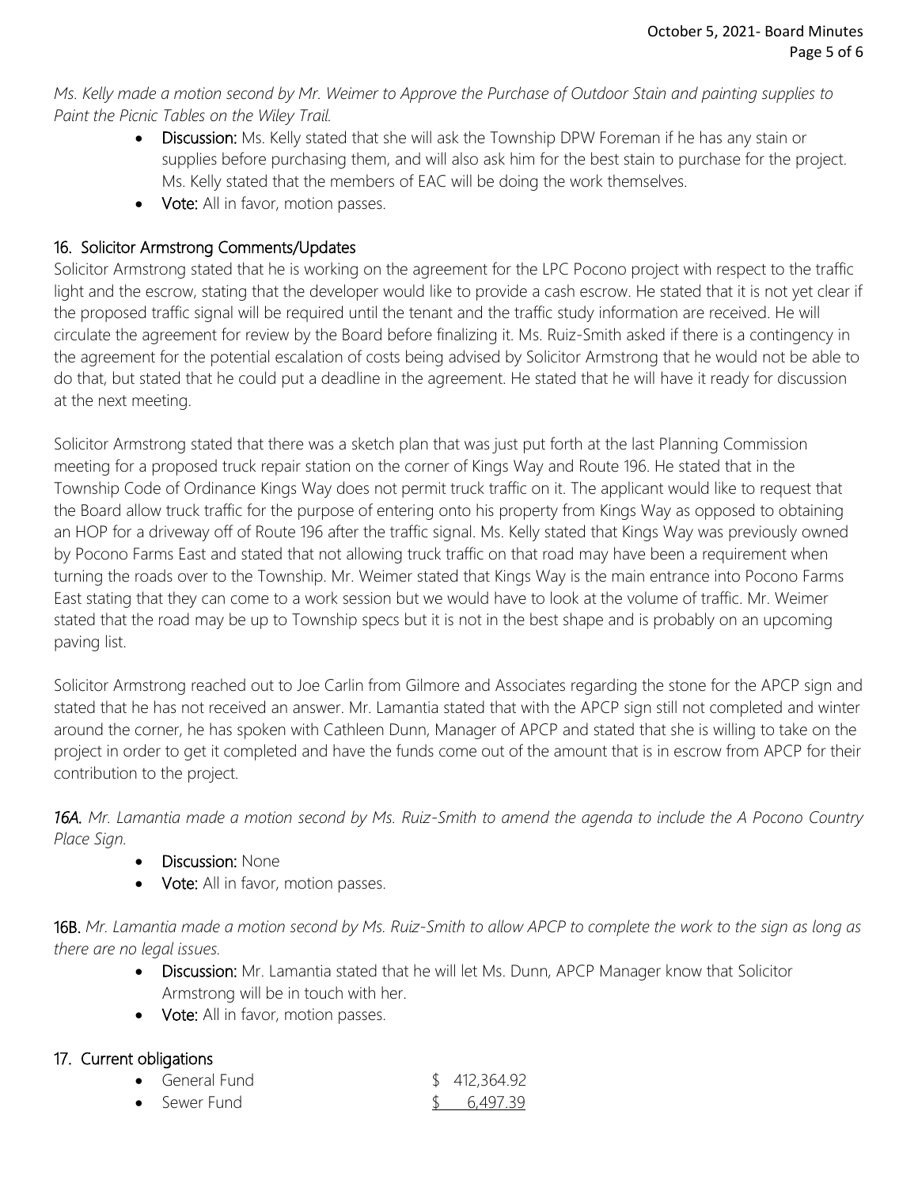*Ms. Kelly made a motion second by Mr. Weimer to Approve the Purchase of Outdoor Stain and painting supplies to Paint the Picnic Tables on the Wiley Trail.*

- **Discussion:** Ms. Kelly stated that she will ask the Township DPW Foreman if he has any stain or supplies before purchasing them, and will also ask him for the best stain to purchase for the project. Ms. Kelly stated that the members of EAC will be doing the work themselves.
- **Vote:** All in favor, motion passes.

## 16. Solicitor Armstrong Comments/Updates

Solicitor Armstrong stated that he is working on the agreement for the LPC Pocono project with respect to the traffic light and the escrow, stating that the developer would like to provide a cash escrow. He stated that it is not yet clear if the proposed traffic signal will be required until the tenant and the traffic study information are received. He will circulate the agreement for review by the Board before finalizing it. Ms. Ruiz-Smith asked if there is a contingency in the agreement for the potential escalation of costs being advised by Solicitor Armstrong that he would not be able to do that, but stated that he could put a deadline in the agreement. He stated that he will have it ready for discussion at the next meeting.

Solicitor Armstrong stated that there was a sketch plan that was just put forth at the last Planning Commission meeting for a proposed truck repair station on the corner of Kings Way and Route 196. He stated that in the Township Code of Ordinance Kings Way does not permit truck traffic on it. The applicant would like to request that the Board allow truck traffic for the purpose of entering onto his property from Kings Way as opposed to obtaining an HOP for a driveway off of Route 196 after the traffic signal. Ms. Kelly stated that Kings Way was previously owned by Pocono Farms East and stated that not allowing truck traffic on that road may have been a requirement when turning the roads over to the Township. Mr. Weimer stated that Kings Way is the main entrance into Pocono Farms East stating that they can come to a work session but we would have to look at the volume of traffic. Mr. Weimer stated that the road may be up to Township specs but it is not in the best shape and is probably on an upcoming paving list.

Solicitor Armstrong reached out to Joe Carlin from Gilmore and Associates regarding the stone for the APCP sign and stated that he has not received an answer. Mr. Lamantia stated that with the APCP sign still not completed and winter around the corner, he has spoken with Cathleen Dunn, Manager of APCP and stated that she is willing to take on the project in order to get it completed and have the funds come out of the amount that is in escrow from APCP for their contribution to the project.

**16A.** *Mr. Lamantia made a motion second by Ms. Ruiz-Smith to amend the agenda to include the A Pocono Country Place Sign.*

- **Discussion:** None
- **Vote:** All in favor, motion passes.

**16B.** *Mr. Lamantia made a motion second by Ms. Ruiz-Smith to allow APCP to complete the work to the sign as long as there are no legal issues.*

- **Discussion:** Mr. Lamantia stated that he will let Ms. Dunn, APCP Manager know that Solicitor Armstrong will be in touch with her.
- **Vote:** All in favor, motion passes.

## 17. Current obligations

- General Fund $ 412,364.92
- Sewer Fund $ 6,497.39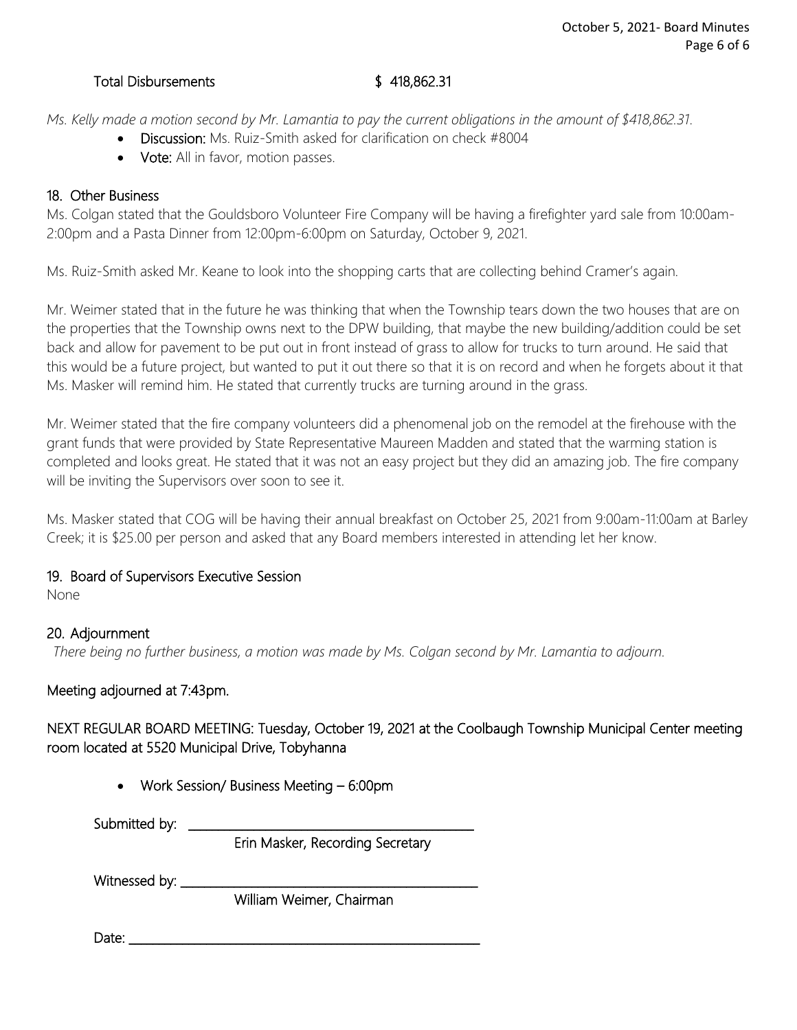Total Disbursements $ 418,862.31

*Ms. Kelly made a motion second by Mr. Lamantia to pay the current obligations in the amount of $418,862.31.*

- **Discussion:** Ms. Ruiz-Smith asked for clarification on check #8004
- **Vote:** All in favor, motion passes.

## 18. Other Business

Ms. Colgan stated that the Gouldsboro Volunteer Fire Company will be having a firefighter yard sale from 10:00am-2:00pm and a Pasta Dinner from 12:00pm-6:00pm on Saturday, October 9, 2021.

Ms. Ruiz-Smith asked Mr. Keane to look into the shopping carts that are collecting behind Cramer's again.

Mr. Weimer stated that in the future he was thinking that when the Township tears down the two houses that are on the properties that the Township owns next to the DPW building, that maybe the new building/addition could be set back and allow for pavement to be put out in front instead of grass to allow for trucks to turn around. He said that this would be a future project, but wanted to put it out there so that it is on record and when he forgets about it that Ms. Masker will remind him. He stated that currently trucks are turning around in the grass.

Mr. Weimer stated that the fire company volunteers did a phenomenal job on the remodel at the firehouse with the grant funds that were provided by State Representative Maureen Madden and stated that the warming station is completed and looks great. He stated that it was not an easy project but they did an amazing job. The fire company will be inviting the Supervisors over soon to see it.

Ms. Masker stated that COG will be having their annual breakfast on October 25, 2021 from 9:00am-11:00am at Barley Creek; it is $25.00 per person and asked that any Board members interested in attending let her know.

## 19. Board of Supervisors Executive Session

None

## 20. Adjournment

*There being no further business, a motion was made by Ms. Colgan second by Mr. Lamantia to adjourn.*

Meeting adjourned at 7:43pm.

NEXT REGULAR BOARD MEETING: Tuesday, October 19, 2021 at the Coolbaugh Township Municipal Center meeting room located at 5520 Municipal Drive, Tobyhanna

- Work Session/ Business Meeting – 6:00pm

Submitted by: \_\_\_\_\_\_\_\_\_\_\_\_\_\_\_\_\_\_\_\_\_\_\_\_\_\_\_\_\_\_\_\_\_\_\_\_\_\_\_\_\_\_\_\_

Erin Masker, Recording Secretary

Witnessed by: \_\_\_\_\_\_\_\_\_\_\_\_\_\_\_\_\_\_\_\_\_\_\_\_\_\_\_\_\_\_\_\_\_\_\_\_\_\_\_\_\_\_\_\_

William Weimer, Chairman

Date: \_\_\_\_\_\_\_\_\_\_\_\_\_\_\_\_\_\_\_\_\_\_\_\_\_\_\_\_\_\_\_\_\_\_\_\_\_\_\_\_\_\_\_\_\_\_\_\_\_\_\_\_\_\_